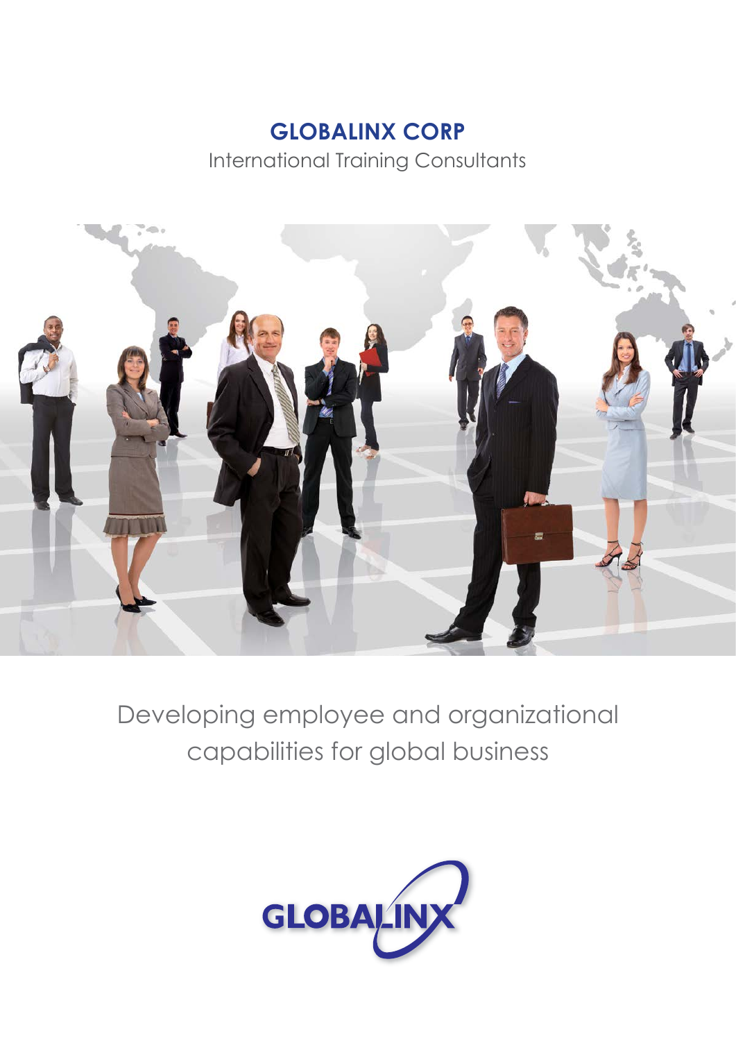# GLOBALINX CORP

International Training Consultants

Developing employee and organizational capabilities for global business

GLOBALINX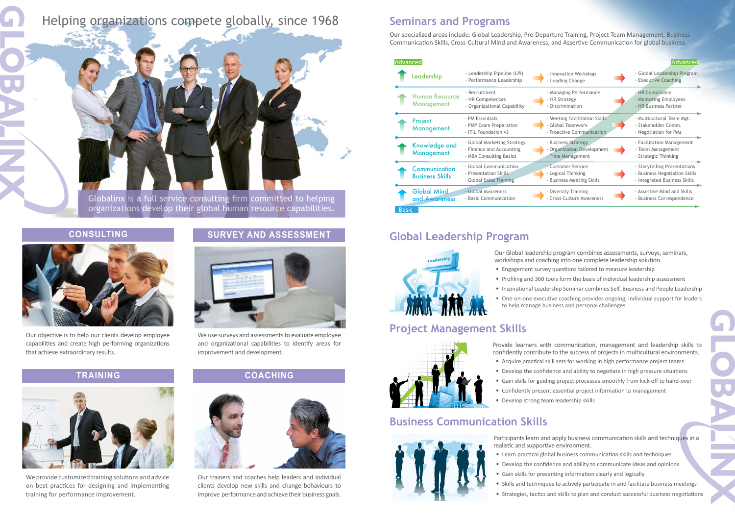# Helping organizations compete globally, since 1968

Globalinx is a full service consulting firm committed to helping organizations develop their global human resource capabilities.

## CONSULTING

Our objective is to help our clients develop employee capabilities and create high performing organizations that achieve extraordinary results.

## SURVEY AND ASSESSMENT

We use surveys and assessments to evaluate employee and organizational capabilities to identify areas for improvement and development.

## TRAINING

We provide customized training solutions and advice on best practices for designing and implementing training for performance improvement.

## COACHING

Our trainers and coaches help leaders and individual clients develop new skills and change behaviours to improve performance and achieve their business goals.

## Seminars and Programs

Our specialized areas include: Global Leadership, Pre-Departure Training, Project Team Management, Business Communication Skills, Cross-Cultural Mind and Awareness, and Assertive Communication for global business.

| Area | Basic → | → | → Advanced |
|---|---|---|---|
| Leadership | · Leadership Pipeline (LPI)<br>· Performance Leadership | · Innovation Workshop<br>· Leading Change | · Global Leadership Program<br>· Executive Coaching |
| Human Resource Management | · Recruitment<br>· HR Competences<br>· Organizational Capability | · Managing Performance<br>· HR Strategy<br>· Discrimination | · HR Compliance<br>· Mentoring Employees<br>· HR Business Partner |
| Project Management | · PM Essentials<br>· PMP Exam Preparation<br>· ITIL Foundation v3 | · Meeting Facilitation Skills<br>· Global Teamwork<br>· Proactive Communication | · Multicultural Team Mgt.<br>· Stakeholder Comm.<br>· Negotiation for PMs |
| Knowledge and Management | · Global Marketing Strategy<br>· Finance and Accounting<br>· MBA Consulting Basics | · Business Strategy<br>· Organization Development<br>· Time Management | · Facilitation Management<br>· Team Management<br>· Strategic Thinking |
| Communication Business Skills | · Global Communication<br>· Presentation Skills<br>· Global Sales Training | · Customer Service<br>· Logical Thinking<br>· Business Meeting Skills | · Storytelling Presentations<br>· Business Negotiation Skills<br>· Integrated Business Skills |
| Global Mind and Awareness | · Global Awareness<br>· Basic Communication | · Diversity Training<br>· Cross-Culture Awareness | · Assertive Mind and Skills<br>· Business Correspondence |

## Global Leadership Program

Our Global leadership program combines assessments, surveys, seminars, workshops and coaching into one complete leadership solution.

- Engagement survey questions tailored to measure leadership
- Profiling and 360 tools form the basis of individual leadership assessment
- Inspirational Leadership Seminar combines Self, Business and People Leadership
- One-on-one executive coaching provides ongoing, individual support for leaders to help manage business and personal challenges

## Project Management Skills

Provide learners with communication, management and leadership skills to confidently contribute to the success of projects in multicultural environments.

- Acquire practical skill sets for working in high performance project teams
- Develop the confidence and ability to negotiate in high pressure situations
- Gain skills for guiding project processes smoothly from kick-off to hand-over
- Confidently present essential project information to management
- Develop strong team leadership skills

## Business Communication Skills

Participants learn and apply business communication skills and techniques in a realistic and supportive environment.

- Learn practical global business communication skills and techniques
- Develop the confidence and ability to communicate ideas and opinions
- Gain skills for presenting information clearly and logically
- Skills and techniques to actively participate in and facilitate business meetings
- Strategies, tactics and skills to plan and conduct successful business negotiations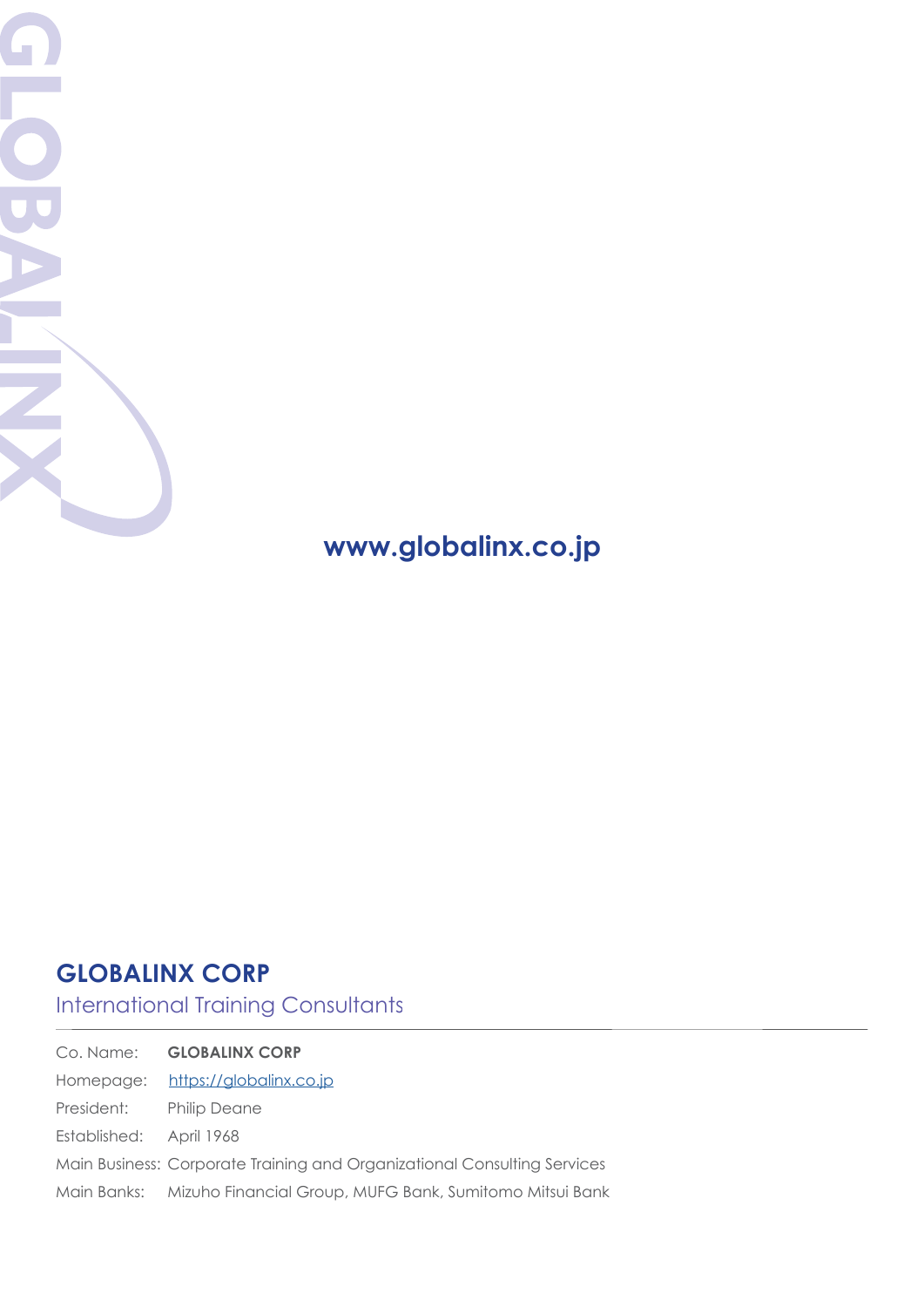**www.globalinx.co.jp**

## GLOBALINX CORP

International Training Consultants

| | |
|---|---|
| Co. Name: | **GLOBALINX CORP** |
| Homepage: | https://globalinx.co.jp |
| President: | Philip Deane |
| Established: | April 1968 |
| Main Business: | Corporate Training and Organizational Consulting Services |
| Main Banks: | Mizuho Financial Group, MUFG Bank, Sumitomo Mitsui Bank |